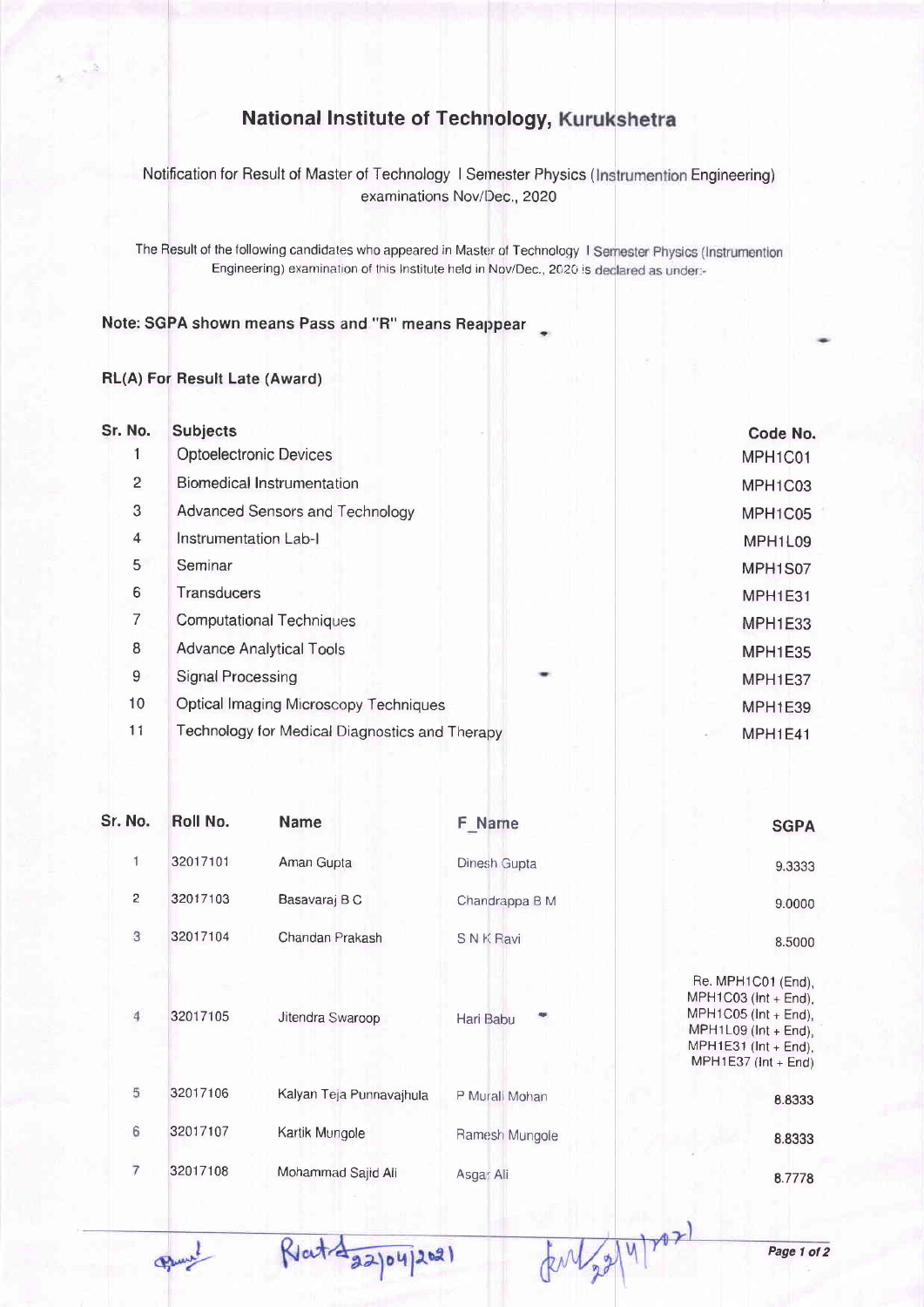# National Institute of Technology, Kurukshetra

Notification for Result of Master of Technology I Semester Physics (Instrumention Engineering) examinations Nov/Dec., 2020

The Result of the following candidates who appeared in Master of Technology I Semester Physics (Instrumention Engineering) examination of this Institute held in Nov/Dec., 2020 is declared as under:-

**Note: SGPA shown means Pass and "R" means Reappear**

**RL(A) For Result Late (Award)**

| Sr. No. | Subjects | Code No. |
|---|---|---|
| 1 | Optoelectronic Devices | MPH1C01 |
| 2 | Biomedical Instrumentation | MPH1C03 |
| 3 | Advanced Sensors and Technology | MPH1C05 |
| 4 | Instrumentation Lab-I | MPH1L09 |
| 5 | Seminar | MPH1S07 |
| 6 | Transducers | MPH1E31 |
| 7 | Computational Techniques | MPH1E33 |
| 8 | Advance Analytical Tools | MPH1E35 |
| 9 | Signal Processing | MPH1E37 |
| 10 | Optical Imaging Microscopy Techniques | MPH1E39 |
| 11 | Technology for Medical Diagnostics and Therapy | MPH1E41 |

| Sr. No. | Roll No. | Name | F_Name | SGPA |
|---|---|---|---|---|
| 1 | 32017101 | Aman Gupta | Dinesh Gupta | 9.3333 |
| 2 | 32017103 | Basavaraj B C | Chandrappa B M | 9.0000 |
| 3 | 32017104 | Chandan Prakash | S N K Ravi | 8.5000 |
| 4 | 32017105 | Jitendra Swaroop | Hari Babu | Re. MPH1C01 (End), MPH1C03 (Int + End), MPH1C05 (Int + End), MPH1L09 (Int + End), MPH1E31 (Int + End), MPH1E37 (Int + End) |
| 5 | 32017106 | Kalyan Teja Punnavajhula | P Murali Mohan | 8.8333 |
| 6 | 32017107 | Kartik Mungole | Ramesh Mungole | 8.8333 |
| 7 | 32017108 | Mohammad Sajid Ali | Asgar Ali | 8.7778 |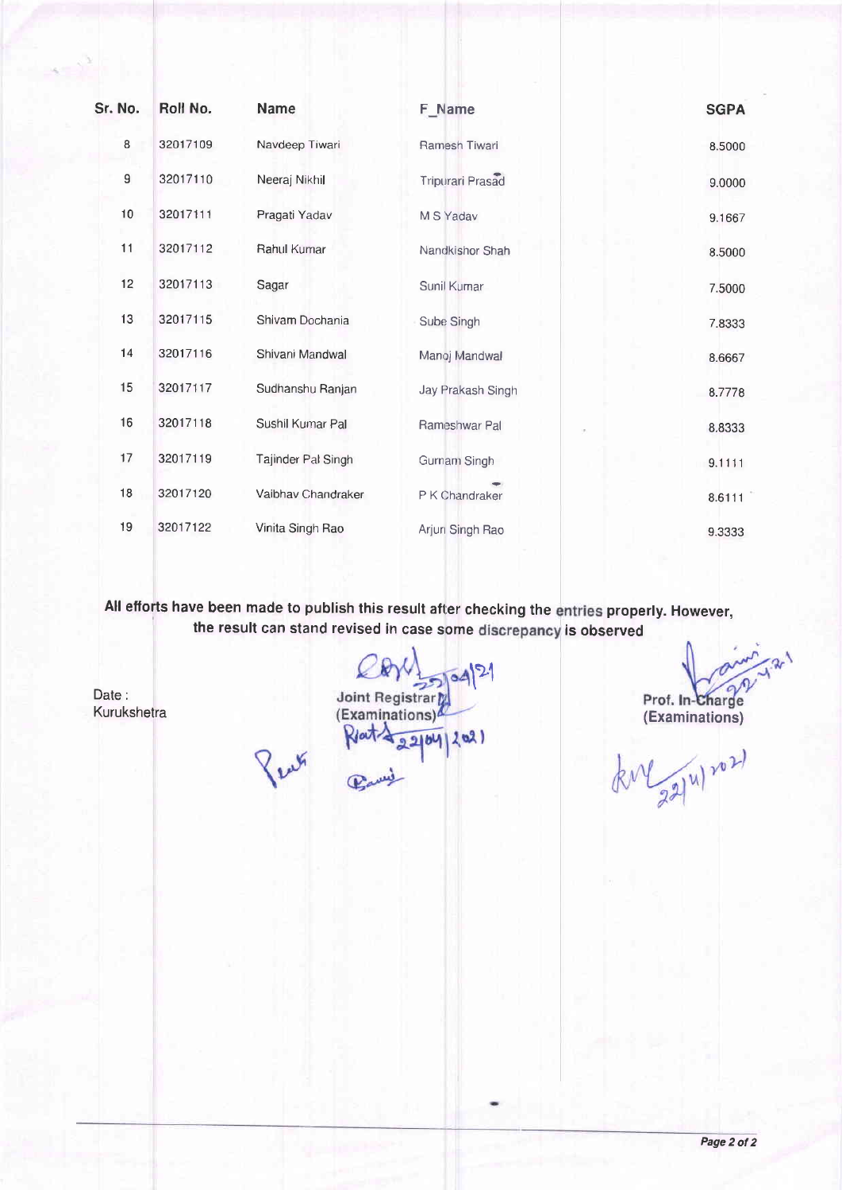| Sr. No. | Roll No. | Name | F_Name | SGPA |
|---|---|---|---|---|
| 8 | 32017109 | Navdeep Tiwari | Ramesh Tiwari | 8.5000 |
| 9 | 32017110 | Neeraj Nikhil | Tripurari Prasad | 9.0000 |
| 10 | 32017111 | Pragati Yadav | M S Yadav | 9.1667 |
| 11 | 32017112 | Rahul Kumar | Nandkishor Shah | 8.5000 |
| 12 | 32017113 | Sagar | Sunil Kumar | 7.5000 |
| 13 | 32017115 | Shivam Dochania | Sube Singh | 7.8333 |
| 14 | 32017116 | Shivani Mandwal | Manoj Mandwal | 8.6667 |
| 15 | 32017117 | Sudhanshu Ranjan | Jay Prakash Singh | 8.7778 |
| 16 | 32017118 | Sushil Kumar Pal | Rameshwar Pal | 8.8333 |
| 17 | 32017119 | Tajinder Pal Singh | Gurnam Singh | 9.1111 |
| 18 | 32017120 | Vaibhav Chandraker | P K Chandraker | 8.6111 |
| 19 | 32017122 | Vinita Singh Rao | Arjun Singh Rao | 9.3333 |

**All efforts have been made to publish this result after checking the entries properly. However, the result can stand revised in case some discrepancy is observed**

Date :
Kurukshetra

**Joint Registrar**
**(Examinations)**

**Prof. In-Charge**
**(Examinations)**